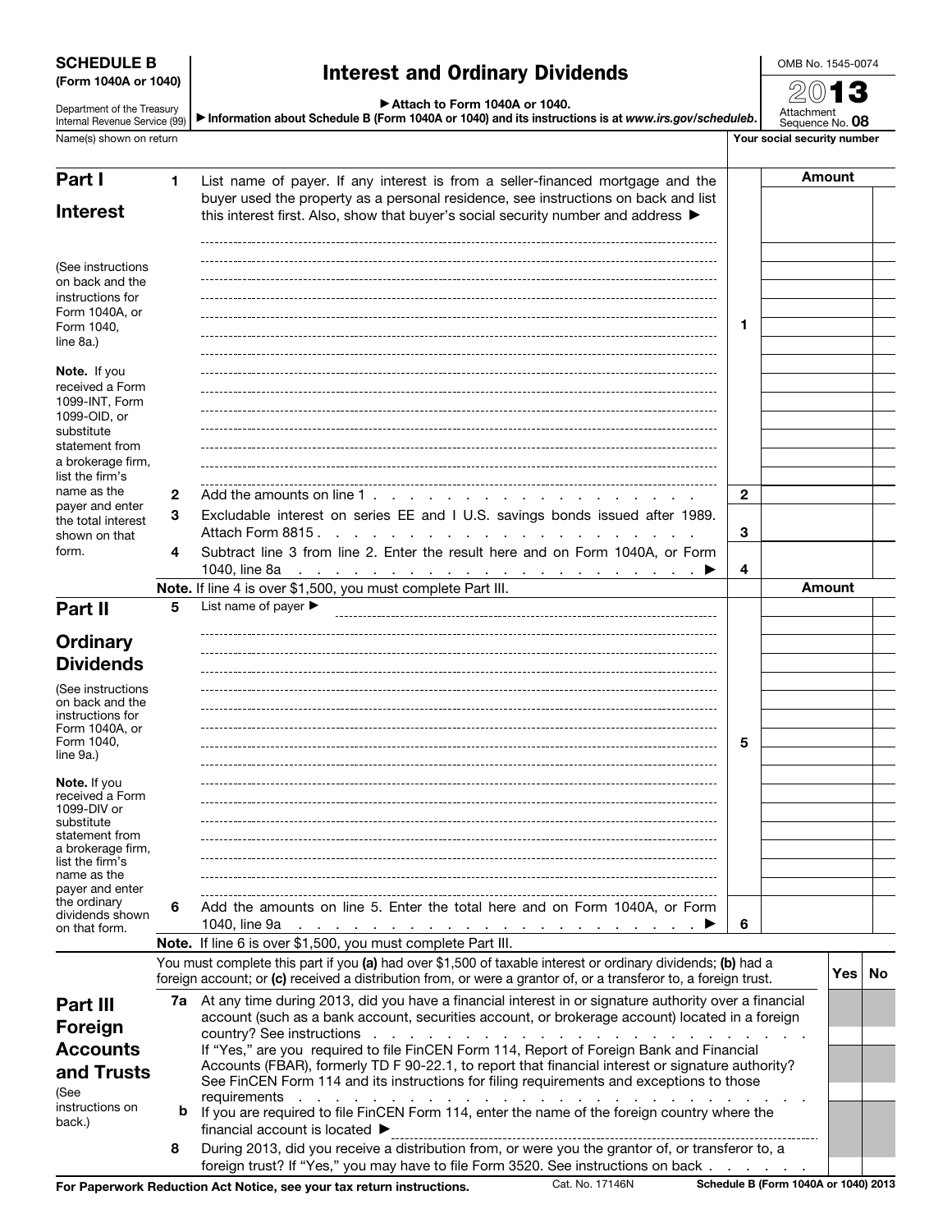**SCHEDULE B**
**(Form 1040A or 1040)**

Department of the Treasury
Internal Revenue Service (99)

# Interest and Ordinary Dividends

▶ Attach to Form 1040A or 1040.
▶ Information about Schedule B (Form 1040A or 1040) and its instructions is at *www.irs.gov/scheduleb*.

OMB No. 1545-0074

2013

Attachment Sequence No. **08**

Name(s) shown on return | Your social security number

## Part I Interest

(See instructions on back and the instructions for Form 1040A, or Form 1040, line 8a.)

**Note.** If you received a Form 1099-INT, Form 1099-OID, or substitute statement from a brokerage firm, list the firm's name as the payer and enter the total interest shown on that form.

| | | | Amount |
|---|---|---|---|
| **1** | List name of payer. If any interest is from a seller-financed mortgage and the buyer used the property as a personal residence, see instructions on back and list this interest first. Also, show that buyer's social security number and address ▶ | **1** | |
| **2** | Add the amounts on line 1 | **2** | |
| **3** | Excludable interest on series EE and I U.S. savings bonds issued after 1989. Attach Form 8815 | **3** | |
| **4** | Subtract line 3 from line 2. Enter the result here and on Form 1040A, or Form 1040, line 8a ▶ | **4** | |

**Note.** If line 4 is over $1,500, you must complete Part III.

## Part II Ordinary Dividends

(See instructions on back and the instructions for Form 1040A, or Form 1040, line 9a.)

**Note.** If you received a Form 1099-DIV or substitute statement from a brokerage firm, list the firm's name as the payer and enter the ordinary dividends shown on that form.

| | | | Amount |
|---|---|---|---|
| **5** | List name of payer ▶ | **5** | |
| **6** | Add the amounts on line 5. Enter the total here and on Form 1040A, or Form 1040, line 9a ▶ | **6** | |

**Note.** If line 6 is over $1,500, you must complete Part III.

## Part III Foreign Accounts and Trusts

(See instructions on back.)

You must complete this part if you **(a)** had over $1,500 of taxable interest or ordinary dividends; **(b)** had a foreign account; or **(c)** received a distribution from, or were a grantor of, or a transferor to, a foreign trust.

| | | Yes | No |
|---|---|---|---|
| **7a** | At any time during 2013, did you have a financial interest in or signature authority over a financial account (such as a bank account, securities account, or brokerage account) located in a foreign country? See instructions | | |
| | If "Yes," are you required to file FinCEN Form 114, Report of Foreign Bank and Financial Accounts (FBAR), formerly TD F 90-22.1, to report that financial interest or signature authority? See FinCEN Form 114 and its instructions for filing requirements and exceptions to those requirements | | |
| **b** | If you are required to file FinCEN Form 114, enter the name of the foreign country where the financial account is located ▶ | | |
| **8** | During 2013, did you receive a distribution from, or were you the grantor of, or transferor to, a foreign trust? If "Yes," you may have to file Form 3520. See instructions on back | | |

**For Paperwork Reduction Act Notice, see your tax return instructions.** Cat. No. 17146N **Schedule B (Form 1040A or 1040) 2013**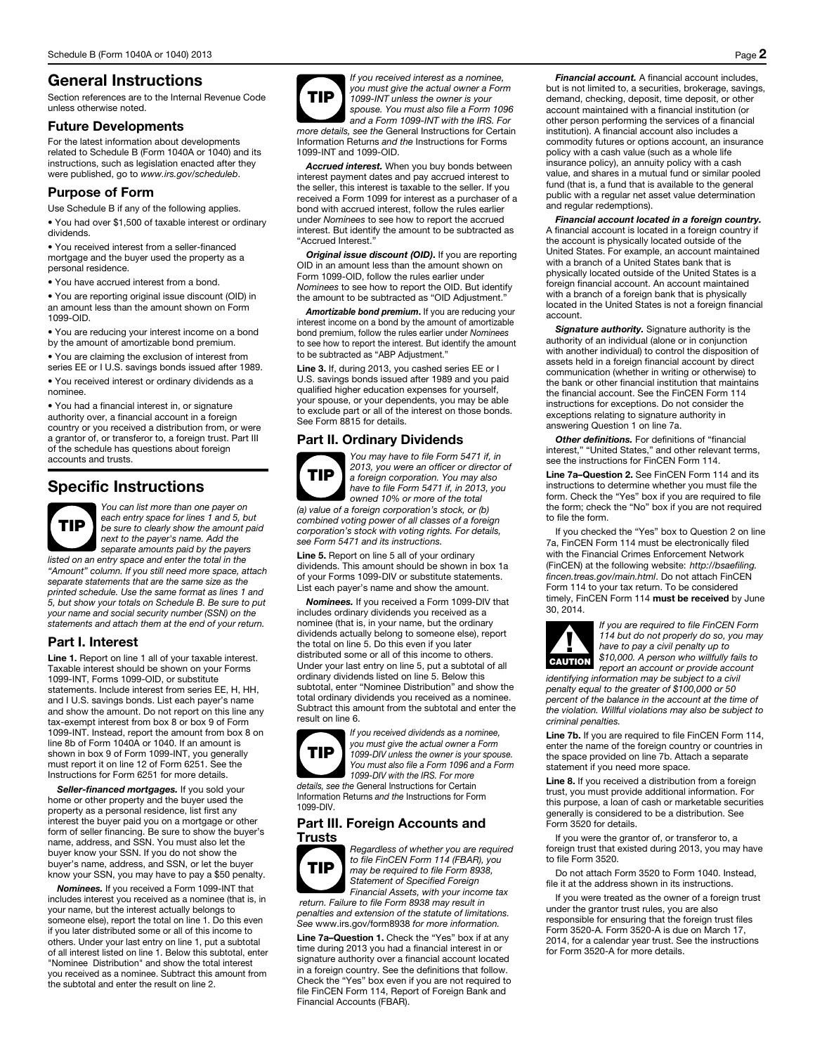# General Instructions

Section references are to the Internal Revenue Code unless otherwise noted.

## Future Developments

For the latest information about developments related to Schedule B (Form 1040A or 1040) and its instructions, such as legislation enacted after they were published, go to *www.irs.gov/scheduleb*.

## Purpose of Form

Use Schedule B if any of the following applies.

- You had over $1,500 of taxable interest or ordinary dividends.
- You received interest from a seller-financed mortgage and the buyer used the property as a personal residence.
- You have accrued interest from a bond.
- You are reporting original issue discount (OID) in an amount less than the amount shown on Form 1099-OID.
- You are reducing your interest income on a bond by the amount of amortizable bond premium.
- You are claiming the exclusion of interest from series EE or I U.S. savings bonds issued after 1989.
- You received interest or ordinary dividends as a nominee.
- You had a financial interest in, or signature authority over, a financial account in a foreign country or you received a distribution from, or were a grantor of, or transferor to, a foreign trust. Part III of the schedule has questions about foreign accounts and trusts.

# Specific Instructions

**TIP** *You can list more than one payer on each entry space for lines 1 and 5, but be sure to clearly show the amount paid next to the payer's name. Add the separate amounts paid by the payers listed on an entry space and enter the total in the "Amount" column. If you still need more space, attach separate statements that are the same size as the printed schedule. Use the same format as lines 1 and 5, but show your totals on Schedule B. Be sure to put your name and social security number (SSN) on the statements and attach them at the end of your return.*

## Part I. Interest

**Line 1.** Report on line 1 all of your taxable interest. Taxable interest should be shown on your Forms 1099-INT, Forms 1099-OID, or substitute statements. Include interest from series EE, H, HH, and I U.S. savings bonds. List each payer's name and show the amount. Do not report on this line any tax-exempt interest from box 8 or box 9 of Form 1099-INT. Instead, report the amount from box 8 on line 8b of Form 1040A or 1040. If an amount is shown in box 9 of Form 1099-INT, you generally must report it on line 12 of Form 6251. See the Instructions for Form 6251 for more details.

***Seller-financed mortgages.*** If you sold your home or other property and the buyer used the property as a personal residence, list first any interest the buyer paid you on a mortgage or other form of seller financing. Be sure to show the buyer's name, address, and SSN. You must also let the buyer know your SSN. If you do not show the buyer's name, address, and SSN, or let the buyer know your SSN, you may have to pay a $50 penalty.

***Nominees.*** If you received a Form 1099-INT that includes interest you received as a nominee (that is, in your name, but the interest actually belongs to someone else), report the total on line 1. Do this even if you later distributed some or all of this income to others. Under your last entry on line 1, put a subtotal of all interest listed on line 1. Below this subtotal, enter "Nominee Distribution" and show the total interest you received as a nominee. Subtract this amount from the subtotal and enter the result on line 2.

**TIP** *If you received interest as a nominee, you must give the actual owner a Form 1099-INT unless the owner is your spouse. You must also file a Form 1096 and a Form 1099-INT with the IRS. For more details, see the* General Instructions for Certain Information Returns *and the* Instructions for Forms 1099-INT and 1099-OID.

***Accrued interest.*** When you buy bonds between interest payment dates and pay accrued interest to the seller, this interest is taxable to the seller. If you received a Form 1099 for interest as a purchaser of a bond with accrued interest, follow the rules earlier under *Nominees* to see how to report the accrued interest. But identify the amount to be subtracted as "Accrued Interest."

***Original issue discount (OID).*** If you are reporting OID in an amount less than the amount shown on Form 1099-OID, follow the rules earlier under *Nominees* to see how to report the OID. But identify the amount to be subtracted as "OID Adjustment."

***Amortizable bond premium.*** If you are reducing your interest income on a bond by the amount of amortizable bond premium, follow the rules earlier under *Nominees* to see how to report the interest. But identify the amount to be subtracted as "ABP Adjustment."

**Line 3.** If, during 2013, you cashed series EE or I U.S. savings bonds issued after 1989 and you paid qualified higher education expenses for yourself, your spouse, or your dependents, you may be able to exclude part or all of the interest on those bonds. See Form 8815 for details.

## Part II. Ordinary Dividends

**TIP** *You may have to file Form 5471 if, in 2013, you were an officer or director of a foreign corporation. You may also have to file Form 5471 if, in 2013, you owned 10% or more of the total (a) value of a foreign corporation's stock, or (b) combined voting power of all classes of a foreign corporation's stock with voting rights. For details, see Form 5471 and its instructions.*

**Line 5.** Report on line 5 all of your ordinary dividends. This amount should be shown in box 1a of your Forms 1099-DIV or substitute statements. List each payer's name and show the amount.

***Nominees.*** If you received a Form 1099-DIV that includes ordinary dividends you received as a nominee (that is, in your name, but the ordinary dividends actually belong to someone else), report the total on line 5. Do this even if you later distributed some or all of this income to others. Under your last entry on line 5, put a subtotal of all ordinary dividends listed on line 5. Below this subtotal, enter "Nominee Distribution" and show the total ordinary dividends you received as a nominee. Subtract this amount from the subtotal and enter the result on line 6.

**TIP** *If you received dividends as a nominee, you must give the actual owner a Form 1099-DIV unless the owner is your spouse. You must also file a Form 1096 and a Form 1099-DIV with the IRS. For more details, see the* General Instructions for Certain Information Returns *and the* Instructions for Form 1099-DIV.

## Part III. Foreign Accounts and Trusts

**TIP** *Regardless of whether you are required to file FinCEN Form 114 (FBAR), you may be required to file Form 8938, Statement of Specified Foreign Financial Assets, with your income tax return. Failure to file Form 8938 may result in penalties and extension of the statute of limitations. See* www.irs.gov/form8938 *for more information.*

**Line 7a–Question 1.** Check the "Yes" box if at any time during 2013 you had a financial interest in or signature authority over a financial account located in a foreign country. See the definitions that follow. Check the "Yes" box even if you are not required to file FinCEN Form 114, Report of Foreign Bank and Financial Accounts (FBAR).

***Financial account.*** A financial account includes, but is not limited to, a securities, brokerage, savings, demand, checking, deposit, time deposit, or other account maintained with a financial institution (or other person performing the services of a financial institution). A financial account also includes a commodity futures or options account, an insurance policy with a cash value (such as a whole life insurance policy), an annuity policy with a cash value, and shares in a mutual fund or similar pooled fund (that is, a fund that is available to the general public with a regular net asset value determination and regular redemptions).

***Financial account located in a foreign country.*** A financial account is located in a foreign country if the account is physically located outside of the United States. For example, an account maintained with a branch of a United States bank that is physically located outside of the United States is a foreign financial account. An account maintained with a branch of a foreign bank that is physically located in the United States is not a foreign financial account.

***Signature authority.*** Signature authority is the authority of an individual (alone or in conjunction with another individual) to control the disposition of assets held in a foreign financial account by direct communication (whether in writing or otherwise) to the bank or other financial institution that maintains the financial account. See the FinCEN Form 114 instructions for exceptions. Do not consider the exceptions relating to signature authority in answering Question 1 on line 7a.

***Other definitions.*** For definitions of "financial interest," "United States," and other relevant terms, see the instructions for FinCEN Form 114.

**Line 7a–Question 2.** See FinCEN Form 114 and its instructions to determine whether you must file the form. Check the "Yes" box if you are required to file the form; check the "No" box if you are not required to file the form.

If you checked the "Yes" box to Question 2 on line 7a, FinCEN Form 114 must be electronically filed with the Financial Crimes Enforcement Network (FinCEN) at the following website: *http://bsaefiling.fincen.treas.gov/main.html*. Do not attach FinCEN Form 114 to your tax return. To be considered timely, FinCEN Form 114 **must be received** by June 30, 2014.

**CAUTION** *If you are required to file FinCEN Form 114 but do not properly do so, you may have to pay a civil penalty up to $10,000. A person who willfully fails to report an account or provide account identifying information may be subject to a civil penalty equal to the greater of $100,000 or 50 percent of the balance in the account at the time of the violation. Willful violations may also be subject to criminal penalties.*

**Line 7b.** If you are required to file FinCEN Form 114, enter the name of the foreign country or countries in the space provided on line 7b. Attach a separate statement if you need more space.

**Line 8.** If you received a distribution from a foreign trust, you must provide additional information. For this purpose, a loan of cash or marketable securities generally is considered to be a distribution. See Form 3520 for details.

If you were the grantor of, or transferor to, a foreign trust that existed during 2013, you may have to file Form 3520.

Do not attach Form 3520 to Form 1040. Instead, file it at the address shown in its instructions.

If you were treated as the owner of a foreign trust under the grantor trust rules, you are also responsible for ensuring that the foreign trust files Form 3520-A. Form 3520-A is due on March 17, 2014, for a calendar year trust. See the instructions for Form 3520-A for more details.